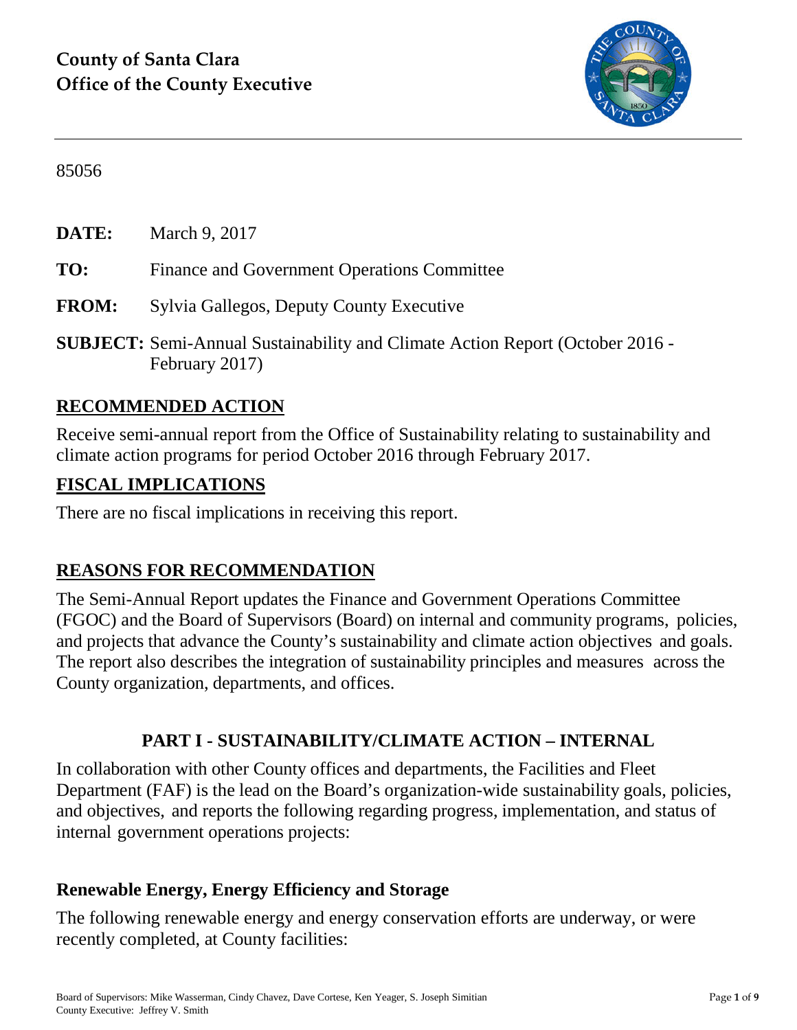**County of Santa Clara**
**Office of the County Executive**

85056

**DATE:** March 9, 2017

**TO:** Finance and Government Operations Committee

**FROM:** Sylvia Gallegos, Deputy County Executive

**SUBJECT:** Semi-Annual Sustainability and Climate Action Report (October 2016 - February 2017)

## RECOMMENDED ACTION

Receive semi-annual report from the Office of Sustainability relating to sustainability and climate action programs for period October 2016 through February 2017.

## FISCAL IMPLICATIONS

There are no fiscal implications in receiving this report.

## REASONS FOR RECOMMENDATION

The Semi-Annual Report updates the Finance and Government Operations Committee (FGOC) and the Board of Supervisors (Board) on internal and community programs, policies, and projects that advance the County's sustainability and climate action objectives and goals. The report also describes the integration of sustainability principles and measures across the County organization, departments, and offices.

## PART I - SUSTAINABILITY/CLIMATE ACTION – INTERNAL

In collaboration with other County offices and departments, the Facilities and Fleet Department (FAF) is the lead on the Board's organization-wide sustainability goals, policies, and objectives, and reports the following regarding progress, implementation, and status of internal government operations projects:

### Renewable Energy, Energy Efficiency and Storage

The following renewable energy and energy conservation efforts are underway, or were recently completed, at County facilities: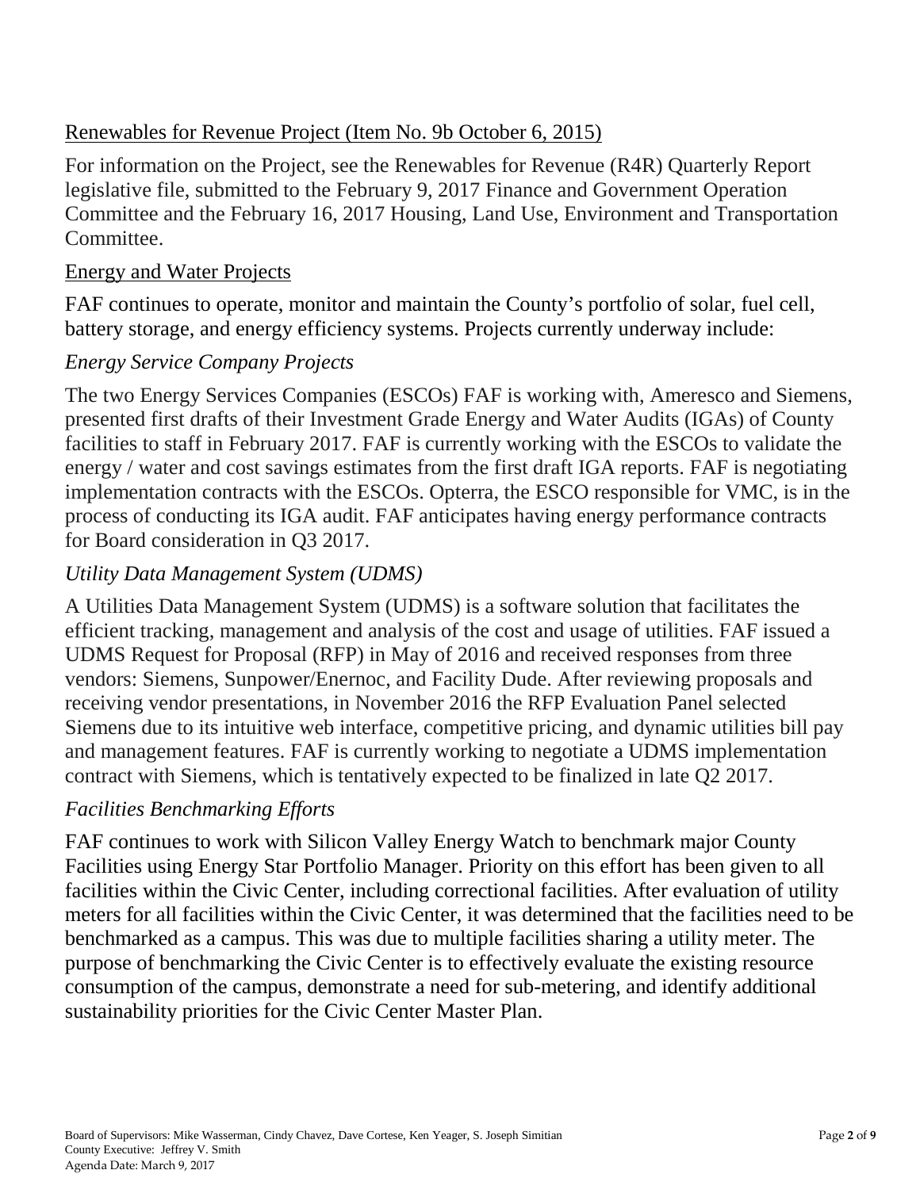Renewables for Revenue Project (Item No. 9b October 6, 2015)

For information on the Project, see the Renewables for Revenue (R4R) Quarterly Report legislative file, submitted to the February 9, 2017 Finance and Government Operation Committee and the February 16, 2017 Housing, Land Use, Environment and Transportation Committee.

Energy and Water Projects

FAF continues to operate, monitor and maintain the County's portfolio of solar, fuel cell, battery storage, and energy efficiency systems. Projects currently underway include:

*Energy Service Company Projects*

The two Energy Services Companies (ESCOs) FAF is working with, Ameresco and Siemens, presented first drafts of their Investment Grade Energy and Water Audits (IGAs) of County facilities to staff in February 2017. FAF is currently working with the ESCOs to validate the energy / water and cost savings estimates from the first draft IGA reports. FAF is negotiating implementation contracts with the ESCOs. Opterra, the ESCO responsible for VMC, is in the process of conducting its IGA audit. FAF anticipates having energy performance contracts for Board consideration in Q3 2017.

*Utility Data Management System (UDMS)*

A Utilities Data Management System (UDMS) is a software solution that facilitates the efficient tracking, management and analysis of the cost and usage of utilities. FAF issued a UDMS Request for Proposal (RFP) in May of 2016 and received responses from three vendors: Siemens, Sunpower/Enernoc, and Facility Dude. After reviewing proposals and receiving vendor presentations, in November 2016 the RFP Evaluation Panel selected Siemens due to its intuitive web interface, competitive pricing, and dynamic utilities bill pay and management features. FAF is currently working to negotiate a UDMS implementation contract with Siemens, which is tentatively expected to be finalized in late Q2 2017.

*Facilities Benchmarking Efforts*

FAF continues to work with Silicon Valley Energy Watch to benchmark major County Facilities using Energy Star Portfolio Manager. Priority on this effort has been given to all facilities within the Civic Center, including correctional facilities. After evaluation of utility meters for all facilities within the Civic Center, it was determined that the facilities need to be benchmarked as a campus. This was due to multiple facilities sharing a utility meter. The purpose of benchmarking the Civic Center is to effectively evaluate the existing resource consumption of the campus, demonstrate a need for sub-metering, and identify additional sustainability priorities for the Civic Center Master Plan.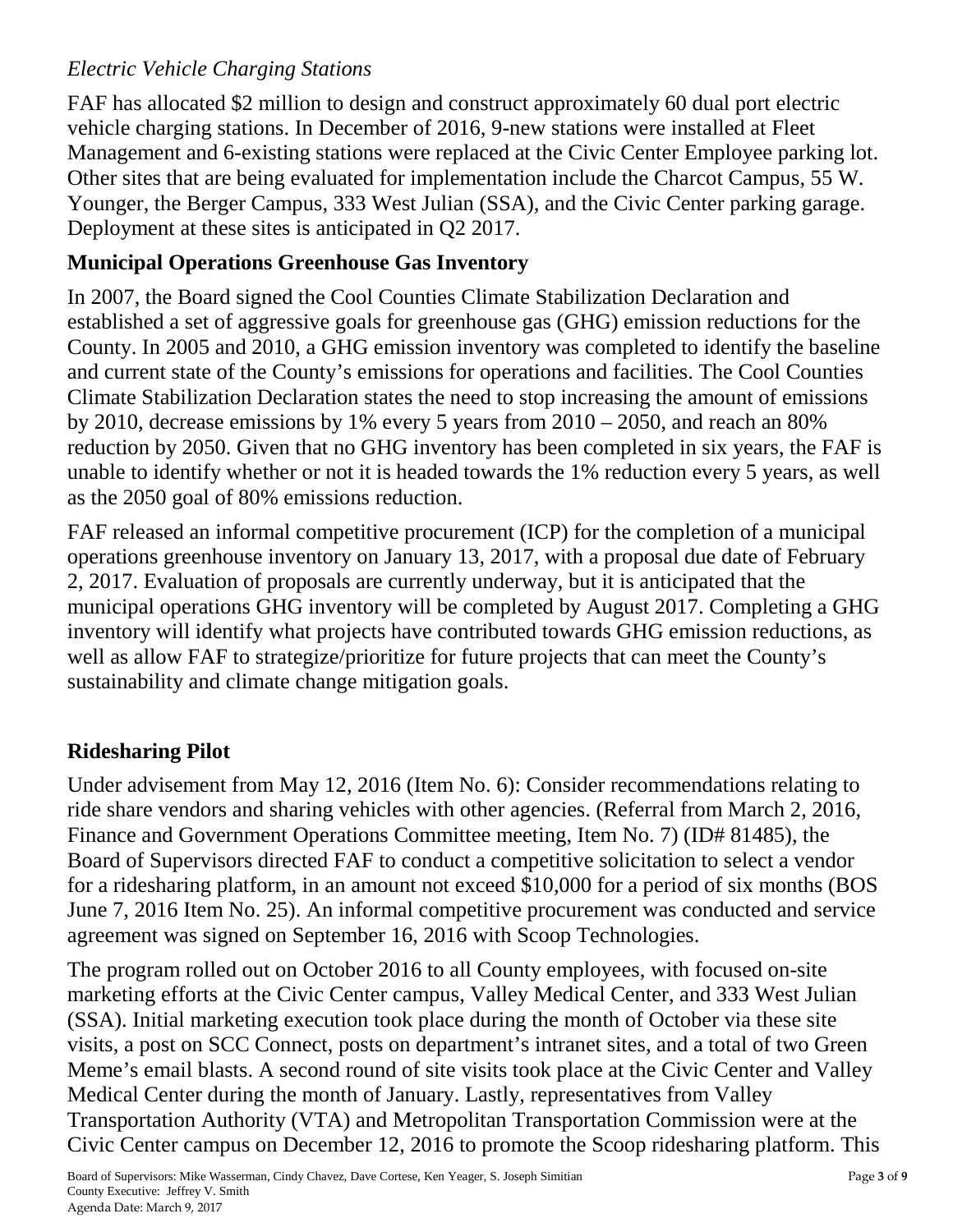*Electric Vehicle Charging Stations*

FAF has allocated $2 million to design and construct approximately 60 dual port electric vehicle charging stations. In December of 2016, 9-new stations were installed at Fleet Management and 6-existing stations were replaced at the Civic Center Employee parking lot. Other sites that are being evaluated for implementation include the Charcot Campus, 55 W. Younger, the Berger Campus, 333 West Julian (SSA), and the Civic Center parking garage. Deployment at these sites is anticipated in Q2 2017.

## Municipal Operations Greenhouse Gas Inventory

In 2007, the Board signed the Cool Counties Climate Stabilization Declaration and established a set of aggressive goals for greenhouse gas (GHG) emission reductions for the County. In 2005 and 2010, a GHG emission inventory was completed to identify the baseline and current state of the County's emissions for operations and facilities. The Cool Counties Climate Stabilization Declaration states the need to stop increasing the amount of emissions by 2010, decrease emissions by 1% every 5 years from 2010 – 2050, and reach an 80% reduction by 2050. Given that no GHG inventory has been completed in six years, the FAF is unable to identify whether or not it is headed towards the 1% reduction every 5 years, as well as the 2050 goal of 80% emissions reduction.

FAF released an informal competitive procurement (ICP) for the completion of a municipal operations greenhouse inventory on January 13, 2017, with a proposal due date of February 2, 2017. Evaluation of proposals are currently underway, but it is anticipated that the municipal operations GHG inventory will be completed by August 2017. Completing a GHG inventory will identify what projects have contributed towards GHG emission reductions, as well as allow FAF to strategize/prioritize for future projects that can meet the County's sustainability and climate change mitigation goals.

## Ridesharing Pilot

Under advisement from May 12, 2016 (Item No. 6): Consider recommendations relating to ride share vendors and sharing vehicles with other agencies. (Referral from March 2, 2016, Finance and Government Operations Committee meeting, Item No. 7) (ID# 81485), the Board of Supervisors directed FAF to conduct a competitive solicitation to select a vendor for a ridesharing platform, in an amount not exceed $10,000 for a period of six months (BOS June 7, 2016 Item No. 25). An informal competitive procurement was conducted and service agreement was signed on September 16, 2016 with Scoop Technologies.

The program rolled out on October 2016 to all County employees, with focused on-site marketing efforts at the Civic Center campus, Valley Medical Center, and 333 West Julian (SSA). Initial marketing execution took place during the month of October via these site visits, a post on SCC Connect, posts on department's intranet sites, and a total of two Green Meme's email blasts. A second round of site visits took place at the Civic Center and Valley Medical Center during the month of January. Lastly, representatives from Valley Transportation Authority (VTA) and Metropolitan Transportation Commission were at the Civic Center campus on December 12, 2016 to promote the Scoop ridesharing platform. This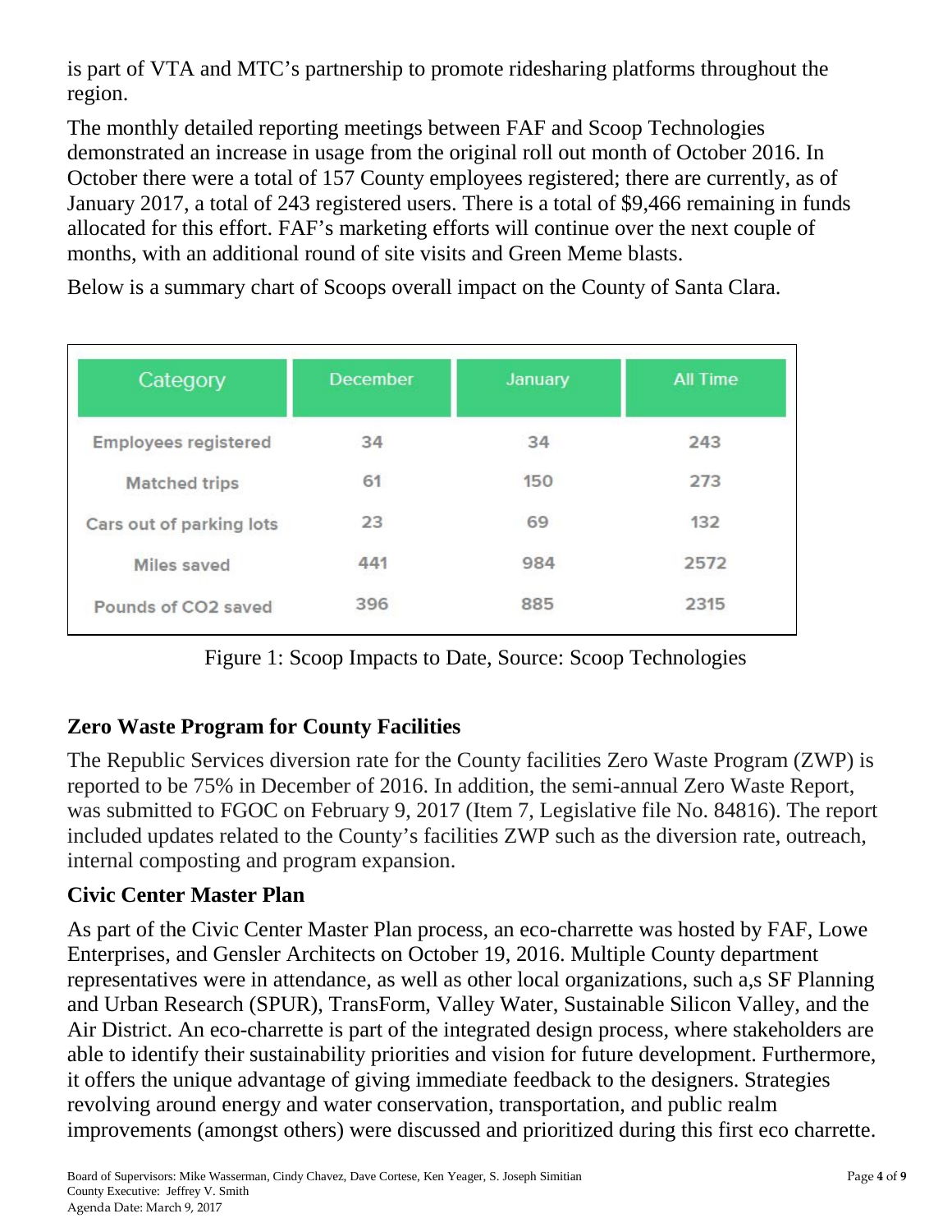is part of VTA and MTC's partnership to promote ridesharing platforms throughout the region.

The monthly detailed reporting meetings between FAF and Scoop Technologies demonstrated an increase in usage from the original roll out month of October 2016. In October there were a total of 157 County employees registered; there are currently, as of January 2017, a total of 243 registered users. There is a total of $9,466 remaining in funds allocated for this effort. FAF's marketing efforts will continue over the next couple of months, with an additional round of site visits and Green Meme blasts.

Below is a summary chart of Scoops overall impact on the County of Santa Clara.

| Category | December | January | All Time |
|---|---|---|---|
| Employees registered | 34 | 34 | 243 |
| Matched trips | 61 | 150 | 273 |
| Cars out of parking lots | 23 | 69 | 132 |
| Miles saved | 441 | 984 | 2572 |
| Pounds of CO2 saved | 396 | 885 | 2315 |

Figure 1: Scoop Impacts to Date, Source: Scoop Technologies

## Zero Waste Program for County Facilities

The Republic Services diversion rate for the County facilities Zero Waste Program (ZWP) is reported to be 75% in December of 2016. In addition, the semi-annual Zero Waste Report, was submitted to FGOC on February 9, 2017 (Item 7, Legislative file No. 84816). The report included updates related to the County's facilities ZWP such as the diversion rate, outreach, internal composting and program expansion.

## Civic Center Master Plan

As part of the Civic Center Master Plan process, an eco-charrette was hosted by FAF, Lowe Enterprises, and Gensler Architects on October 19, 2016. Multiple County department representatives were in attendance, as well as other local organizations, such a,s SF Planning and Urban Research (SPUR), TransForm, Valley Water, Sustainable Silicon Valley, and the Air District. An eco-charrette is part of the integrated design process, where stakeholders are able to identify their sustainability priorities and vision for future development. Furthermore, it offers the unique advantage of giving immediate feedback to the designers. Strategies revolving around energy and water conservation, transportation, and public realm improvements (amongst others) were discussed and prioritized during this first eco charrette.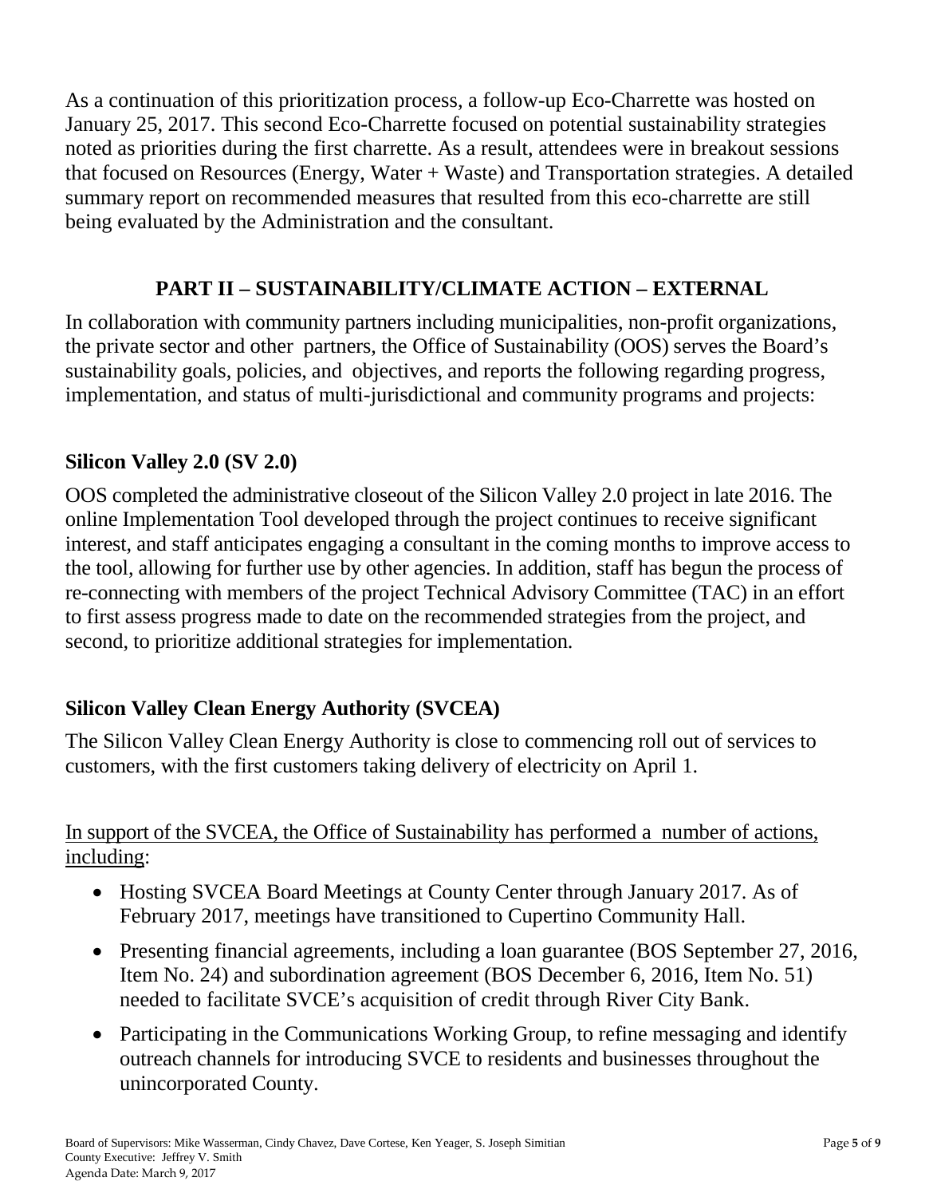As a continuation of this prioritization process, a follow-up Eco-Charrette was hosted on January 25, 2017. This second Eco-Charrette focused on potential sustainability strategies noted as priorities during the first charrette. As a result, attendees were in breakout sessions that focused on Resources (Energy, Water + Waste) and Transportation strategies. A detailed summary report on recommended measures that resulted from this eco-charrette are still being evaluated by the Administration and the consultant.

## PART II – SUSTAINABILITY/CLIMATE ACTION – EXTERNAL

In collaboration with community partners including municipalities, non-profit organizations, the private sector and other partners, the Office of Sustainability (OOS) serves the Board's sustainability goals, policies, and objectives, and reports the following regarding progress, implementation, and status of multi-jurisdictional and community programs and projects:

### Silicon Valley 2.0 (SV 2.0)

OOS completed the administrative closeout of the Silicon Valley 2.0 project in late 2016. The online Implementation Tool developed through the project continues to receive significant interest, and staff anticipates engaging a consultant in the coming months to improve access to the tool, allowing for further use by other agencies. In addition, staff has begun the process of re-connecting with members of the project Technical Advisory Committee (TAC) in an effort to first assess progress made to date on the recommended strategies from the project, and second, to prioritize additional strategies for implementation.

### Silicon Valley Clean Energy Authority (SVCEA)

The Silicon Valley Clean Energy Authority is close to commencing roll out of services to customers, with the first customers taking delivery of electricity on April 1.

In support of the SVCEA, the Office of Sustainability has performed a number of actions, including:

- Hosting SVCEA Board Meetings at County Center through January 2017. As of February 2017, meetings have transitioned to Cupertino Community Hall.
- Presenting financial agreements, including a loan guarantee (BOS September 27, 2016, Item No. 24) and subordination agreement (BOS December 6, 2016, Item No. 51) needed to facilitate SVCE's acquisition of credit through River City Bank.
- Participating in the Communications Working Group, to refine messaging and identify outreach channels for introducing SVCE to residents and businesses throughout the unincorporated County.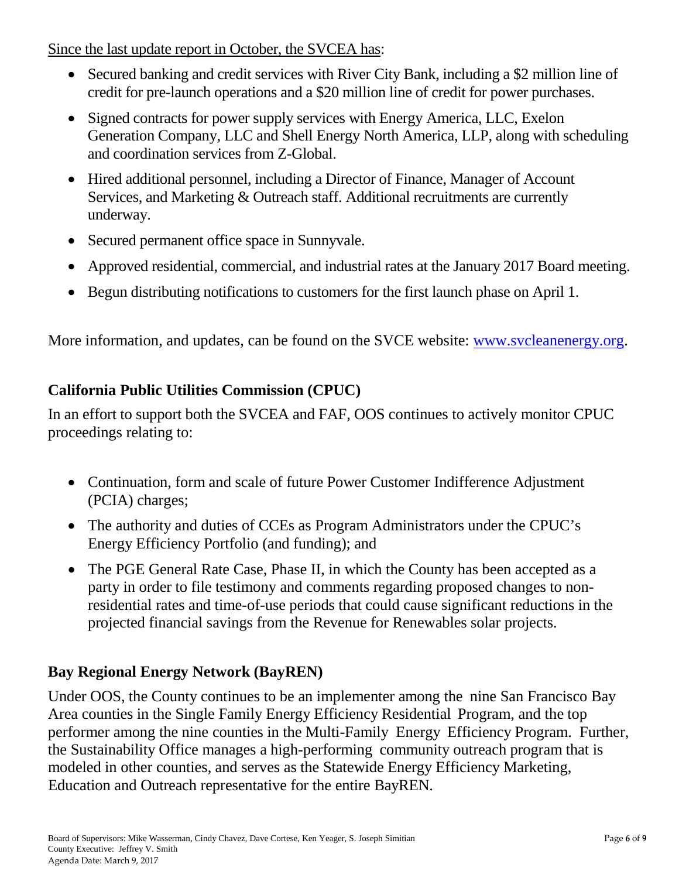Since the last update report in October, the SVCEA has:

- Secured banking and credit services with River City Bank, including a $2 million line of credit for pre-launch operations and a $20 million line of credit for power purchases.
- Signed contracts for power supply services with Energy America, LLC, Exelon Generation Company, LLC and Shell Energy North America, LLP, along with scheduling and coordination services from Z-Global.
- Hired additional personnel, including a Director of Finance, Manager of Account Services, and Marketing & Outreach staff. Additional recruitments are currently underway.
- Secured permanent office space in Sunnyvale.
- Approved residential, commercial, and industrial rates at the January 2017 Board meeting.
- Begun distributing notifications to customers for the first launch phase on April 1.

More information, and updates, can be found on the SVCE website: [www.svcleanenergy.org](http://www.svcleanenergy.org).

### California Public Utilities Commission (CPUC)

In an effort to support both the SVCEA and FAF, OOS continues to actively monitor CPUC proceedings relating to:

- Continuation, form and scale of future Power Customer Indifference Adjustment (PCIA) charges;
- The authority and duties of CCEs as Program Administrators under the CPUC's Energy Efficiency Portfolio (and funding); and
- The PGE General Rate Case, Phase II, in which the County has been accepted as a party in order to file testimony and comments regarding proposed changes to non-residential rates and time-of-use periods that could cause significant reductions in the projected financial savings from the Revenue for Renewables solar projects.

### Bay Regional Energy Network (BayREN)

Under OOS, the County continues to be an implementer among the nine San Francisco Bay Area counties in the Single Family Energy Efficiency Residential Program, and the top performer among the nine counties in the Multi-Family Energy Efficiency Program. Further, the Sustainability Office manages a high-performing community outreach program that is modeled in other counties, and serves as the Statewide Energy Efficiency Marketing, Education and Outreach representative for the entire BayREN.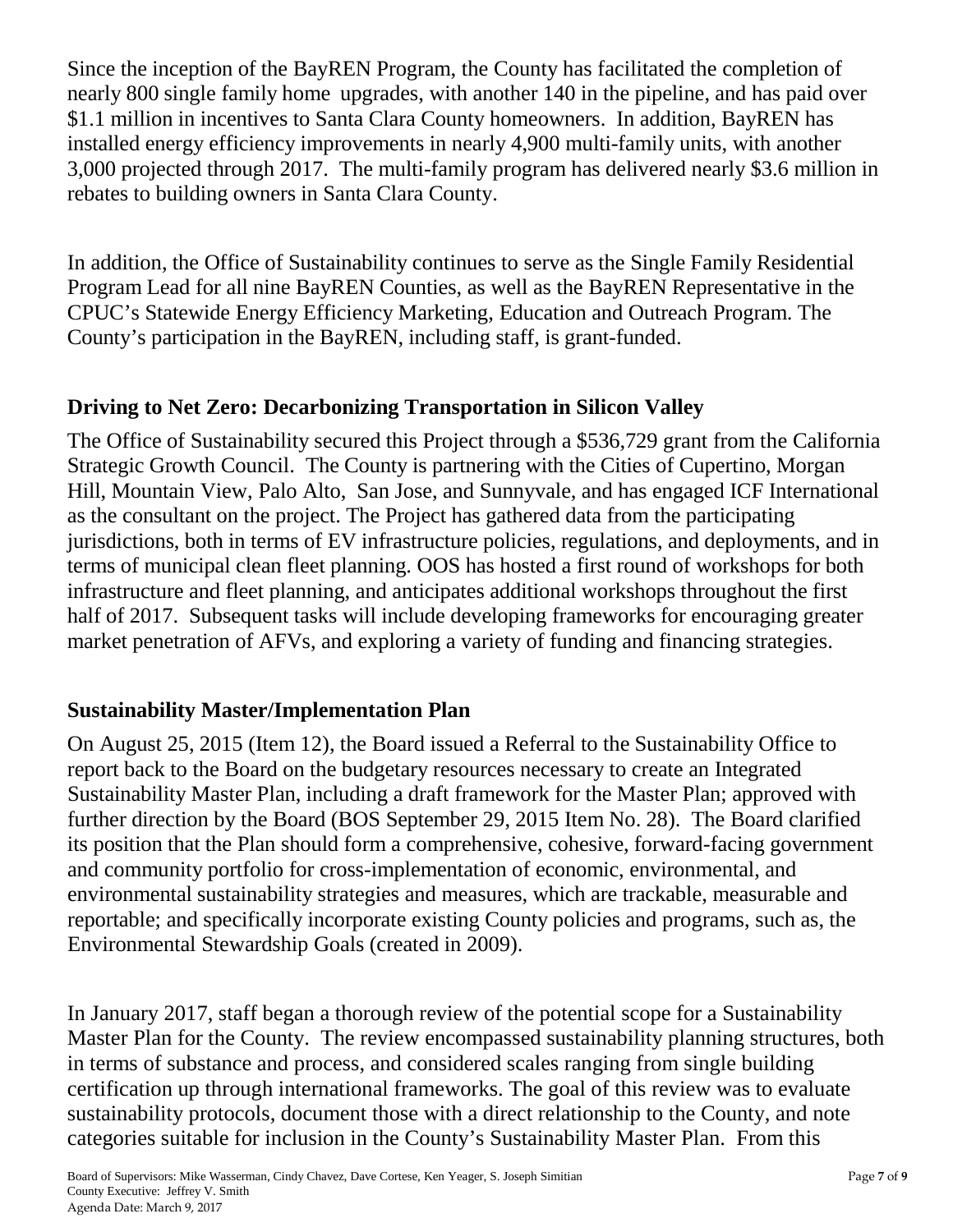Since the inception of the BayREN Program, the County has facilitated the completion of nearly 800 single family home upgrades, with another 140 in the pipeline, and has paid over $1.1 million in incentives to Santa Clara County homeowners. In addition, BayREN has installed energy efficiency improvements in nearly 4,900 multi-family units, with another 3,000 projected through 2017. The multi-family program has delivered nearly $3.6 million in rebates to building owners in Santa Clara County.

In addition, the Office of Sustainability continues to serve as the Single Family Residential Program Lead for all nine BayREN Counties, as well as the BayREN Representative in the CPUC's Statewide Energy Efficiency Marketing, Education and Outreach Program. The County's participation in the BayREN, including staff, is grant-funded.

## Driving to Net Zero: Decarbonizing Transportation in Silicon Valley

The Office of Sustainability secured this Project through a $536,729 grant from the California Strategic Growth Council. The County is partnering with the Cities of Cupertino, Morgan Hill, Mountain View, Palo Alto, San Jose, and Sunnyvale, and has engaged ICF International as the consultant on the project. The Project has gathered data from the participating jurisdictions, both in terms of EV infrastructure policies, regulations, and deployments, and in terms of municipal clean fleet planning. OOS has hosted a first round of workshops for both infrastructure and fleet planning, and anticipates additional workshops throughout the first half of 2017. Subsequent tasks will include developing frameworks for encouraging greater market penetration of AFVs, and exploring a variety of funding and financing strategies.

## Sustainability Master/Implementation Plan

On August 25, 2015 (Item 12), the Board issued a Referral to the Sustainability Office to report back to the Board on the budgetary resources necessary to create an Integrated Sustainability Master Plan, including a draft framework for the Master Plan; approved with further direction by the Board (BOS September 29, 2015 Item No. 28). The Board clarified its position that the Plan should form a comprehensive, cohesive, forward-facing government and community portfolio for cross-implementation of economic, environmental, and environmental sustainability strategies and measures, which are trackable, measurable and reportable; and specifically incorporate existing County policies and programs, such as, the Environmental Stewardship Goals (created in 2009).

In January 2017, staff began a thorough review of the potential scope for a Sustainability Master Plan for the County. The review encompassed sustainability planning structures, both in terms of substance and process, and considered scales ranging from single building certification up through international frameworks. The goal of this review was to evaluate sustainability protocols, document those with a direct relationship to the County, and note categories suitable for inclusion in the County's Sustainability Master Plan. From this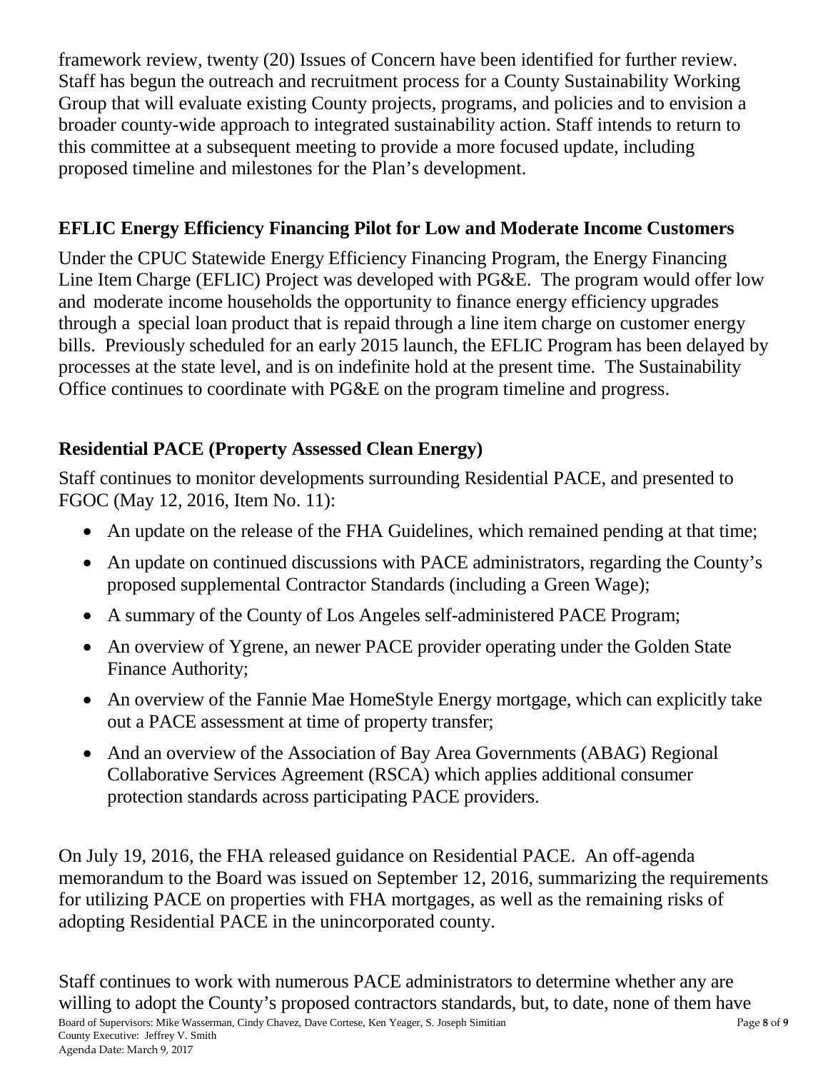framework review, twenty (20) Issues of Concern have been identified for further review. Staff has begun the outreach and recruitment process for a County Sustainability Working Group that will evaluate existing County projects, programs, and policies and to envision a broader county-wide approach to integrated sustainability action. Staff intends to return to this committee at a subsequent meeting to provide a more focused update, including proposed timeline and milestones for the Plan's development.

## EFLIC Energy Efficiency Financing Pilot for Low and Moderate Income Customers

Under the CPUC Statewide Energy Efficiency Financing Program, the Energy Financing Line Item Charge (EFLIC) Project was developed with PG&E. The program would offer low and moderate income households the opportunity to finance energy efficiency upgrades through a special loan product that is repaid through a line item charge on customer energy bills. Previously scheduled for an early 2015 launch, the EFLIC Program has been delayed by processes at the state level, and is on indefinite hold at the present time. The Sustainability Office continues to coordinate with PG&E on the program timeline and progress.

## Residential PACE (Property Assessed Clean Energy)

Staff continues to monitor developments surrounding Residential PACE, and presented to FGOC (May 12, 2016, Item No. 11):

- An update on the release of the FHA Guidelines, which remained pending at that time;
- An update on continued discussions with PACE administrators, regarding the County's proposed supplemental Contractor Standards (including a Green Wage);
- A summary of the County of Los Angeles self-administered PACE Program;
- An overview of Ygrene, an newer PACE provider operating under the Golden State Finance Authority;
- An overview of the Fannie Mae HomeStyle Energy mortgage, which can explicitly take out a PACE assessment at time of property transfer;
- And an overview of the Association of Bay Area Governments (ABAG) Regional Collaborative Services Agreement (RSCA) which applies additional consumer protection standards across participating PACE providers.

On July 19, 2016, the FHA released guidance on Residential PACE. An off-agenda memorandum to the Board was issued on September 12, 2016, summarizing the requirements for utilizing PACE on properties with FHA mortgages, as well as the remaining risks of adopting Residential PACE in the unincorporated county.

Staff continues to work with numerous PACE administrators to determine whether any are willing to adopt the County's proposed contractors standards, but, to date, none of them have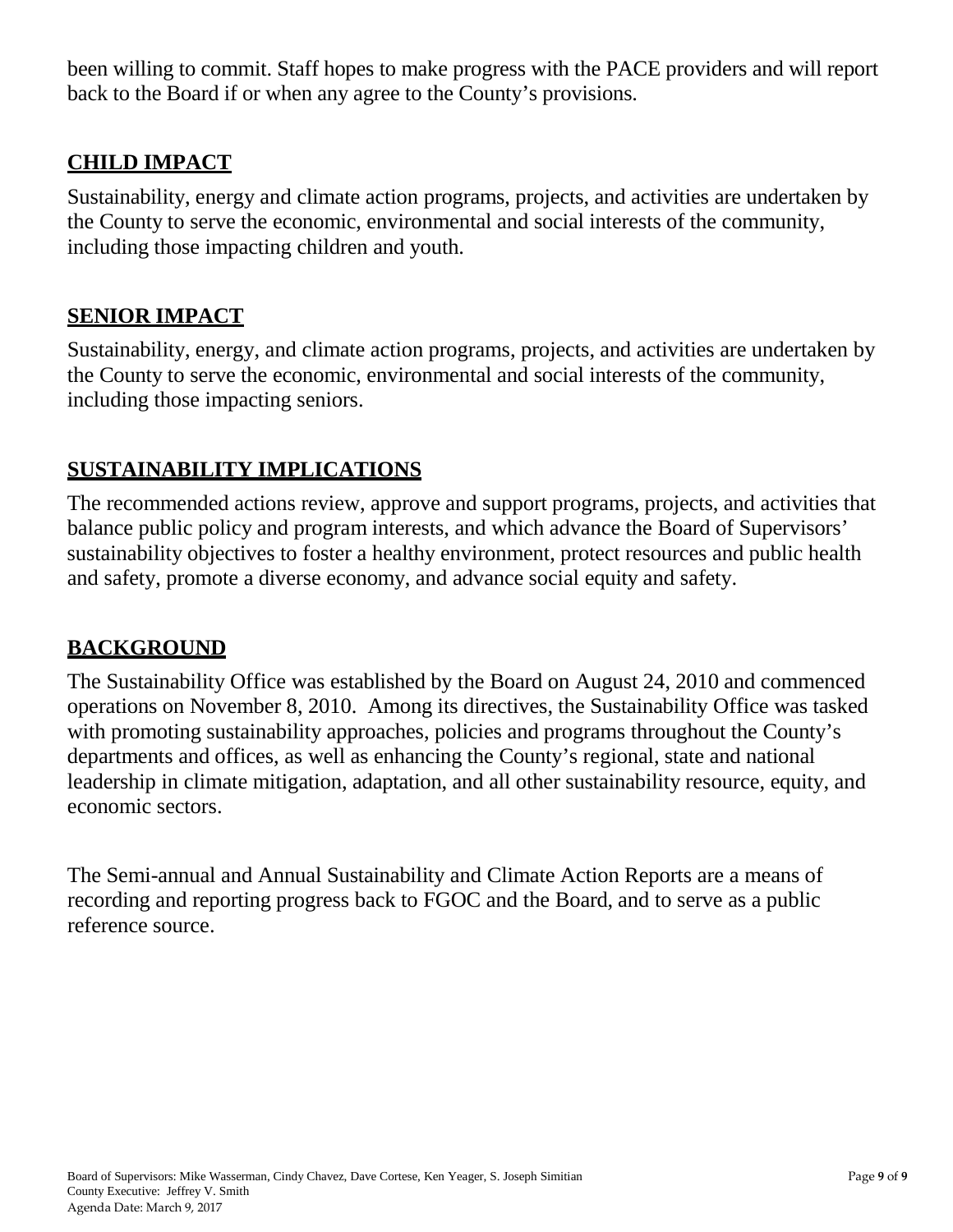been willing to commit. Staff hopes to make progress with the PACE providers and will report back to the Board if or when any agree to the County's provisions.

## CHILD IMPACT

Sustainability, energy and climate action programs, projects, and activities are undertaken by the County to serve the economic, environmental and social interests of the community, including those impacting children and youth.

## SENIOR IMPACT

Sustainability, energy, and climate action programs, projects, and activities are undertaken by the County to serve the economic, environmental and social interests of the community, including those impacting seniors.

## SUSTAINABILITY IMPLICATIONS

The recommended actions review, approve and support programs, projects, and activities that balance public policy and program interests, and which advance the Board of Supervisors' sustainability objectives to foster a healthy environment, protect resources and public health and safety, promote a diverse economy, and advance social equity and safety.

## BACKGROUND

The Sustainability Office was established by the Board on August 24, 2010 and commenced operations on November 8, 2010. Among its directives, the Sustainability Office was tasked with promoting sustainability approaches, policies and programs throughout the County's departments and offices, as well as enhancing the County's regional, state and national leadership in climate mitigation, adaptation, and all other sustainability resource, equity, and economic sectors.

The Semi-annual and Annual Sustainability and Climate Action Reports are a means of recording and reporting progress back to FGOC and the Board, and to serve as a public reference source.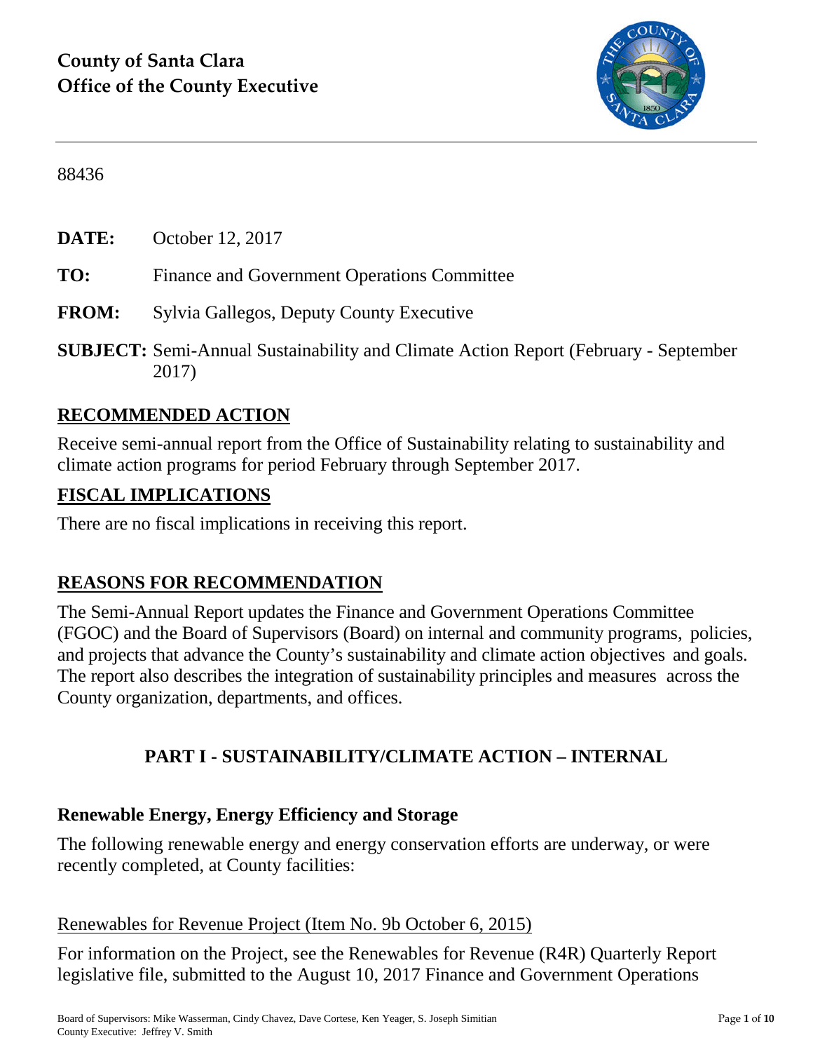# County of Santa Clara
# Office of the County Executive

88436

**DATE:** October 12, 2017

**TO:** Finance and Government Operations Committee

**FROM:** Sylvia Gallegos, Deputy County Executive

**SUBJECT:** Semi-Annual Sustainability and Climate Action Report (February - September 2017)

## RECOMMENDED ACTION

Receive semi-annual report from the Office of Sustainability relating to sustainability and climate action programs for period February through September 2017.

## FISCAL IMPLICATIONS

There are no fiscal implications in receiving this report.

## REASONS FOR RECOMMENDATION

The Semi-Annual Report updates the Finance and Government Operations Committee (FGOC) and the Board of Supervisors (Board) on internal and community programs, policies, and projects that advance the County's sustainability and climate action objectives and goals. The report also describes the integration of sustainability principles and measures across the County organization, departments, and offices.

## PART I - SUSTAINABILITY/CLIMATE ACTION – INTERNAL

### Renewable Energy, Energy Efficiency and Storage

The following renewable energy and energy conservation efforts are underway, or were recently completed, at County facilities:

Renewables for Revenue Project (Item No. 9b October 6, 2015)

For information on the Project, see the Renewables for Revenue (R4R) Quarterly Report legislative file, submitted to the August 10, 2017 Finance and Government Operations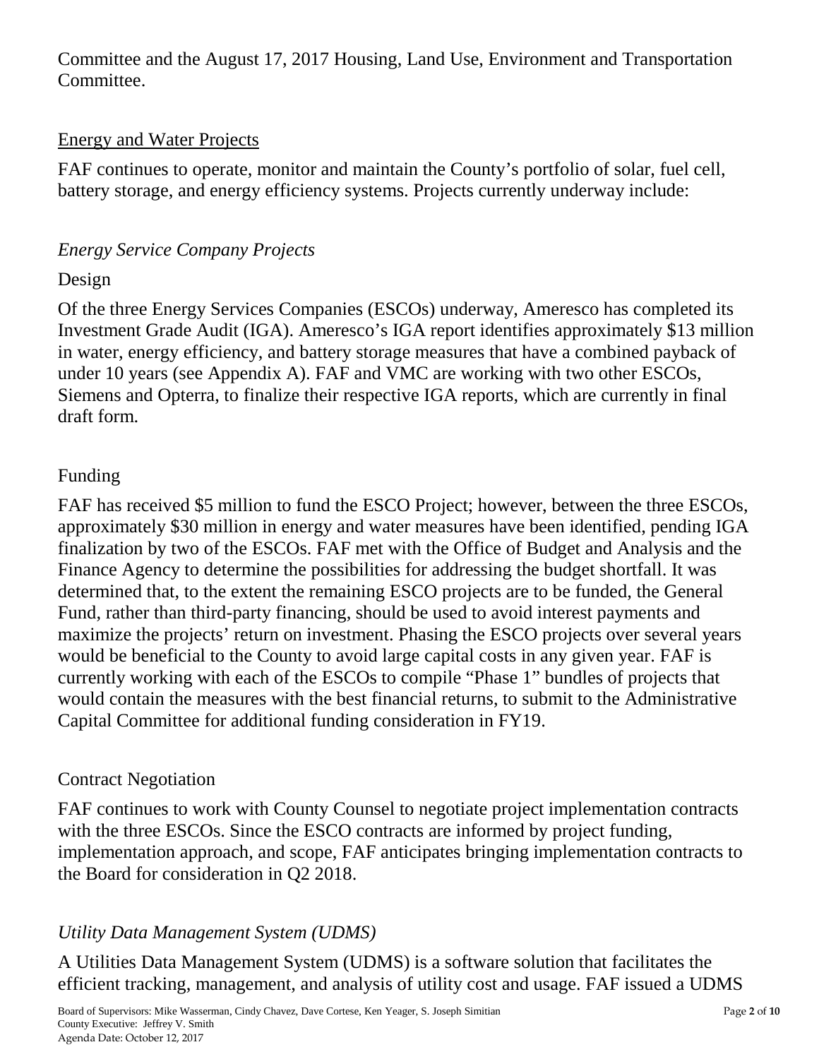Committee and the August 17, 2017 Housing, Land Use, Environment and Transportation Committee.

## Energy and Water Projects

FAF continues to operate, monitor and maintain the County's portfolio of solar, fuel cell, battery storage, and energy efficiency systems. Projects currently underway include:

### *Energy Service Company Projects*

#### Design

Of the three Energy Services Companies (ESCOs) underway, Ameresco has completed its Investment Grade Audit (IGA). Ameresco's IGA report identifies approximately $13 million in water, energy efficiency, and battery storage measures that have a combined payback of under 10 years (see Appendix A). FAF and VMC are working with two other ESCOs, Siemens and Opterra, to finalize their respective IGA reports, which are currently in final draft form.

#### Funding

FAF has received $5 million to fund the ESCO Project; however, between the three ESCOs, approximately $30 million in energy and water measures have been identified, pending IGA finalization by two of the ESCOs. FAF met with the Office of Budget and Analysis and the Finance Agency to determine the possibilities for addressing the budget shortfall. It was determined that, to the extent the remaining ESCO projects are to be funded, the General Fund, rather than third-party financing, should be used to avoid interest payments and maximize the projects' return on investment. Phasing the ESCO projects over several years would be beneficial to the County to avoid large capital costs in any given year. FAF is currently working with each of the ESCOs to compile "Phase 1" bundles of projects that would contain the measures with the best financial returns, to submit to the Administrative Capital Committee for additional funding consideration in FY19.

#### Contract Negotiation

FAF continues to work with County Counsel to negotiate project implementation contracts with the three ESCOs. Since the ESCO contracts are informed by project funding, implementation approach, and scope, FAF anticipates bringing implementation contracts to the Board for consideration in Q2 2018.

### *Utility Data Management System (UDMS)*

A Utilities Data Management System (UDMS) is a software solution that facilitates the efficient tracking, management, and analysis of utility cost and usage. FAF issued a UDMS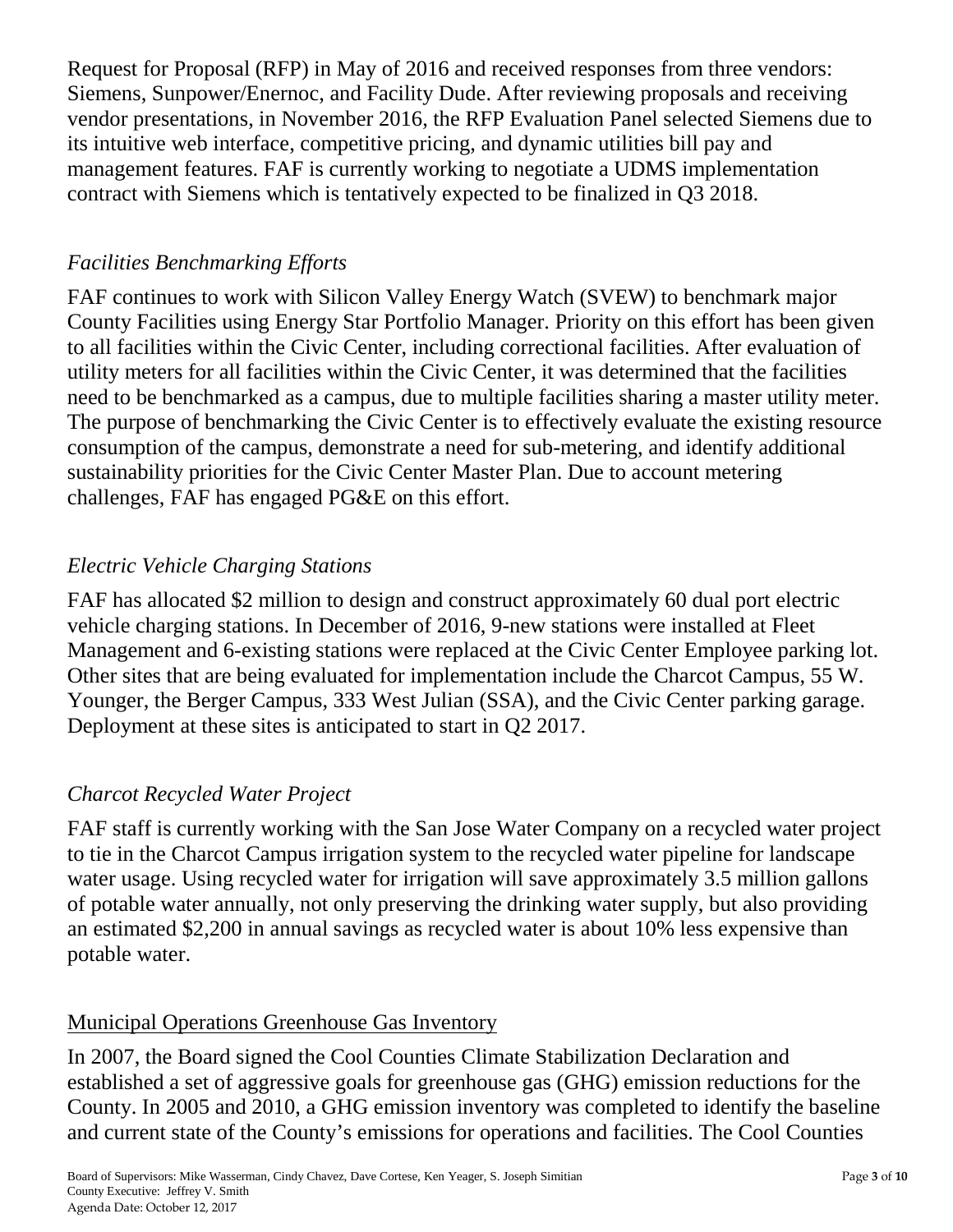Request for Proposal (RFP) in May of 2016 and received responses from three vendors: Siemens, Sunpower/Enernoc, and Facility Dude. After reviewing proposals and receiving vendor presentations, in November 2016, the RFP Evaluation Panel selected Siemens due to its intuitive web interface, competitive pricing, and dynamic utilities bill pay and management features. FAF is currently working to negotiate a UDMS implementation contract with Siemens which is tentatively expected to be finalized in Q3 2018.

*Facilities Benchmarking Efforts*

FAF continues to work with Silicon Valley Energy Watch (SVEW) to benchmark major County Facilities using Energy Star Portfolio Manager. Priority on this effort has been given to all facilities within the Civic Center, including correctional facilities. After evaluation of utility meters for all facilities within the Civic Center, it was determined that the facilities need to be benchmarked as a campus, due to multiple facilities sharing a master utility meter. The purpose of benchmarking the Civic Center is to effectively evaluate the existing resource consumption of the campus, demonstrate a need for sub-metering, and identify additional sustainability priorities for the Civic Center Master Plan. Due to account metering challenges, FAF has engaged PG&E on this effort.

*Electric Vehicle Charging Stations*

FAF has allocated $2 million to design and construct approximately 60 dual port electric vehicle charging stations. In December of 2016, 9-new stations were installed at Fleet Management and 6-existing stations were replaced at the Civic Center Employee parking lot. Other sites that are being evaluated for implementation include the Charcot Campus, 55 W. Younger, the Berger Campus, 333 West Julian (SSA), and the Civic Center parking garage. Deployment at these sites is anticipated to start in Q2 2017.

*Charcot Recycled Water Project*

FAF staff is currently working with the San Jose Water Company on a recycled water project to tie in the Charcot Campus irrigation system to the recycled water pipeline for landscape water usage. Using recycled water for irrigation will save approximately 3.5 million gallons of potable water annually, not only preserving the drinking water supply, but also providing an estimated $2,200 in annual savings as recycled water is about 10% less expensive than potable water.

<u>Municipal Operations Greenhouse Gas Inventory</u>

In 2007, the Board signed the Cool Counties Climate Stabilization Declaration and established a set of aggressive goals for greenhouse gas (GHG) emission reductions for the County. In 2005 and 2010, a GHG emission inventory was completed to identify the baseline and current state of the County's emissions for operations and facilities. The Cool Counties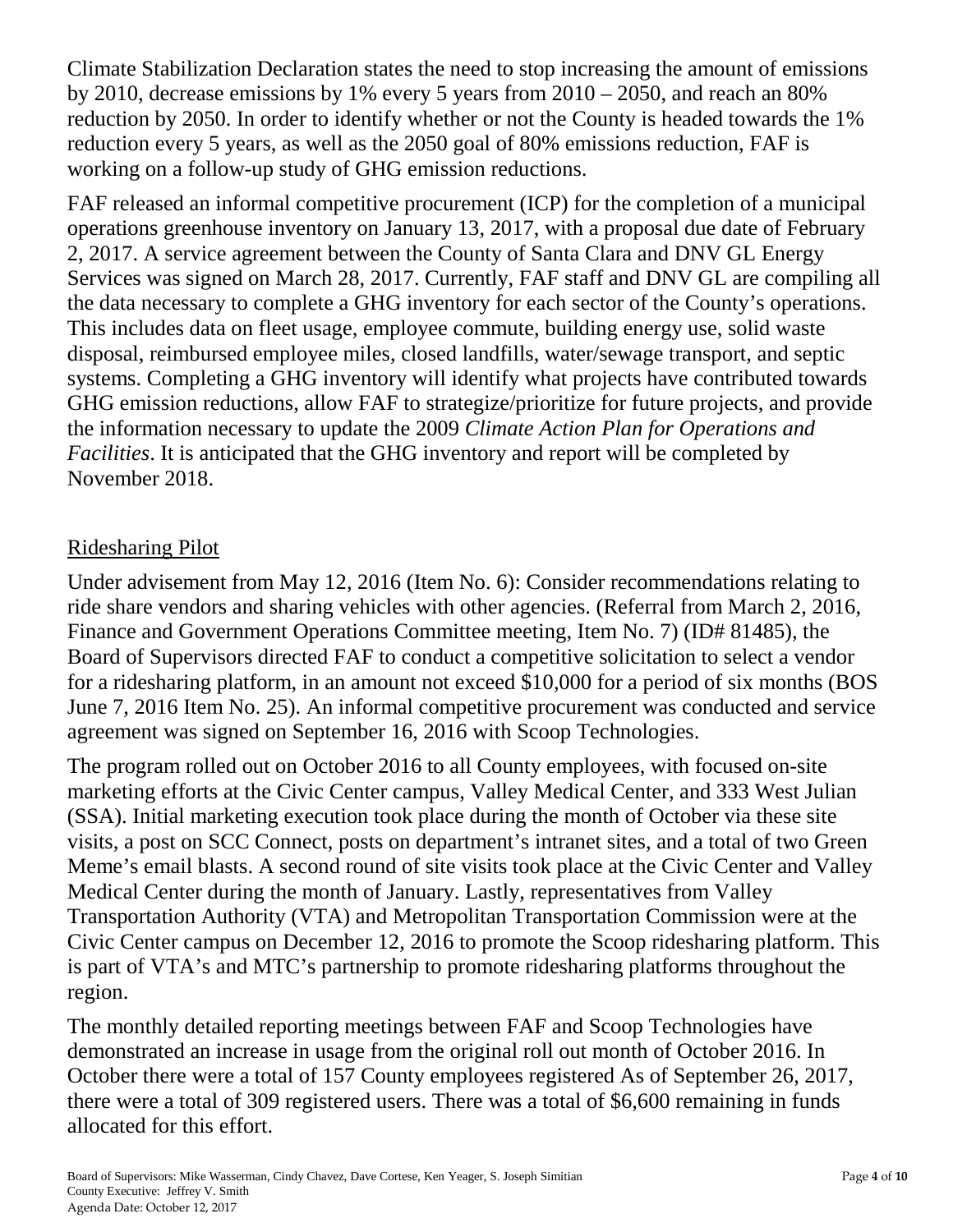Climate Stabilization Declaration states the need to stop increasing the amount of emissions by 2010, decrease emissions by 1% every 5 years from 2010 – 2050, and reach an 80% reduction by 2050. In order to identify whether or not the County is headed towards the 1% reduction every 5 years, as well as the 2050 goal of 80% emissions reduction, FAF is working on a follow-up study of GHG emission reductions.

FAF released an informal competitive procurement (ICP) for the completion of a municipal operations greenhouse inventory on January 13, 2017, with a proposal due date of February 2, 2017. A service agreement between the County of Santa Clara and DNV GL Energy Services was signed on March 28, 2017. Currently, FAF staff and DNV GL are compiling all the data necessary to complete a GHG inventory for each sector of the County's operations. This includes data on fleet usage, employee commute, building energy use, solid waste disposal, reimbursed employee miles, closed landfills, water/sewage transport, and septic systems. Completing a GHG inventory will identify what projects have contributed towards GHG emission reductions, allow FAF to strategize/prioritize for future projects, and provide the information necessary to update the 2009 *Climate Action Plan for Operations and Facilities*. It is anticipated that the GHG inventory and report will be completed by November 2018.

## Ridesharing Pilot

Under advisement from May 12, 2016 (Item No. 6): Consider recommendations relating to ride share vendors and sharing vehicles with other agencies. (Referral from March 2, 2016, Finance and Government Operations Committee meeting, Item No. 7) (ID# 81485), the Board of Supervisors directed FAF to conduct a competitive solicitation to select a vendor for a ridesharing platform, in an amount not exceed $10,000 for a period of six months (BOS June 7, 2016 Item No. 25). An informal competitive procurement was conducted and service agreement was signed on September 16, 2016 with Scoop Technologies.

The program rolled out on October 2016 to all County employees, with focused on-site marketing efforts at the Civic Center campus, Valley Medical Center, and 333 West Julian (SSA). Initial marketing execution took place during the month of October via these site visits, a post on SCC Connect, posts on department's intranet sites, and a total of two Green Meme's email blasts. A second round of site visits took place at the Civic Center and Valley Medical Center during the month of January. Lastly, representatives from Valley Transportation Authority (VTA) and Metropolitan Transportation Commission were at the Civic Center campus on December 12, 2016 to promote the Scoop ridesharing platform. This is part of VTA's and MTC's partnership to promote ridesharing platforms throughout the region.

The monthly detailed reporting meetings between FAF and Scoop Technologies have demonstrated an increase in usage from the original roll out month of October 2016. In October there were a total of 157 County employees registered As of September 26, 2017, there were a total of 309 registered users. There was a total of $6,600 remaining in funds allocated for this effort.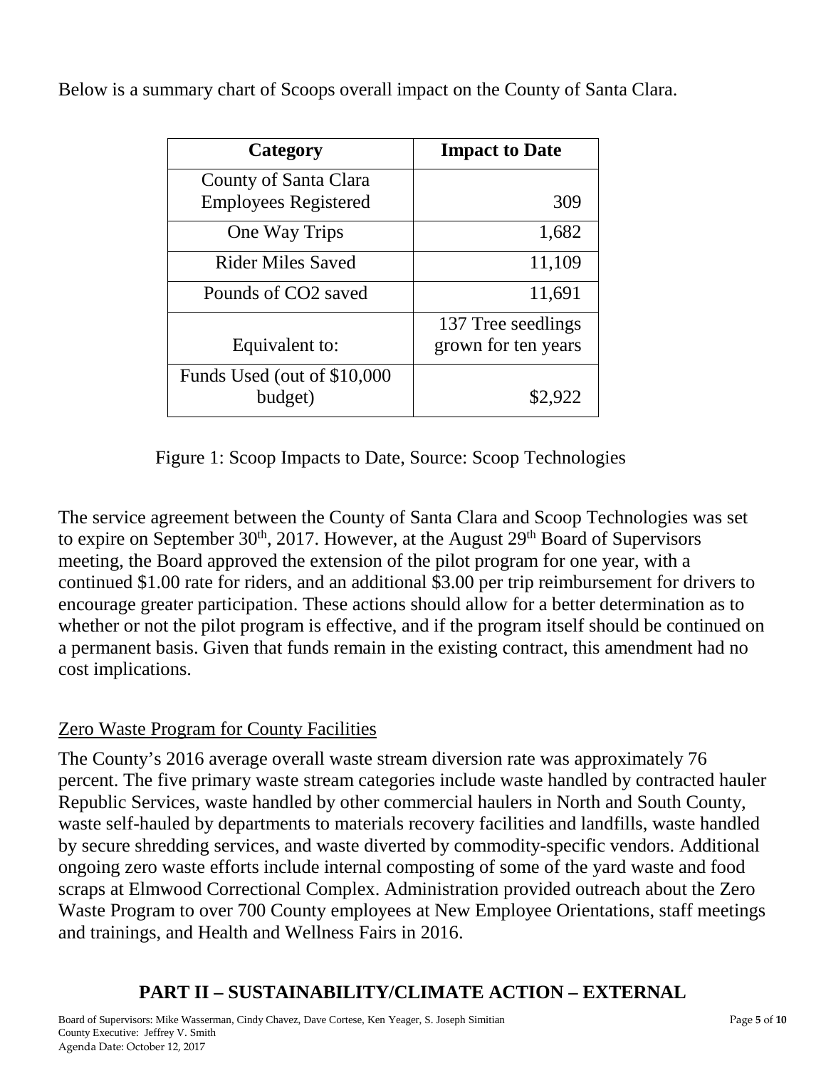Below is a summary chart of Scoops overall impact on the County of Santa Clara.

| Category | Impact to Date |
|---|---|
| County of Santa Clara Employees Registered | 309 |
| One Way Trips | 1,682 |
| Rider Miles Saved | 11,109 |
| Pounds of CO2 saved | 11,691 |
| Equivalent to: | 137 Tree seedlings grown for ten years |
| Funds Used (out of $10,000 budget) | $2,922 |

Figure 1: Scoop Impacts to Date, Source: Scoop Technologies

The service agreement between the County of Santa Clara and Scoop Technologies was set to expire on September 30th, 2017. However, at the August 29th Board of Supervisors meeting, the Board approved the extension of the pilot program for one year, with a continued $1.00 rate for riders, and an additional $3.00 per trip reimbursement for drivers to encourage greater participation. These actions should allow for a better determination as to whether or not the pilot program is effective, and if the program itself should be continued on a permanent basis. Given that funds remain in the existing contract, this amendment had no cost implications.

<u>Zero Waste Program for County Facilities</u>

The County's 2016 average overall waste stream diversion rate was approximately 76 percent. The five primary waste stream categories include waste handled by contracted hauler Republic Services, waste handled by other commercial haulers in North and South County, waste self-hauled by departments to materials recovery facilities and landfills, waste handled by secure shredding services, and waste diverted by commodity-specific vendors. Additional ongoing zero waste efforts include internal composting of some of the yard waste and food scraps at Elmwood Correctional Complex. Administration provided outreach about the Zero Waste Program to over 700 County employees at New Employee Orientations, staff meetings and trainings, and Health and Wellness Fairs in 2016.

## PART II – SUSTAINABILITY/CLIMATE ACTION – EXTERNAL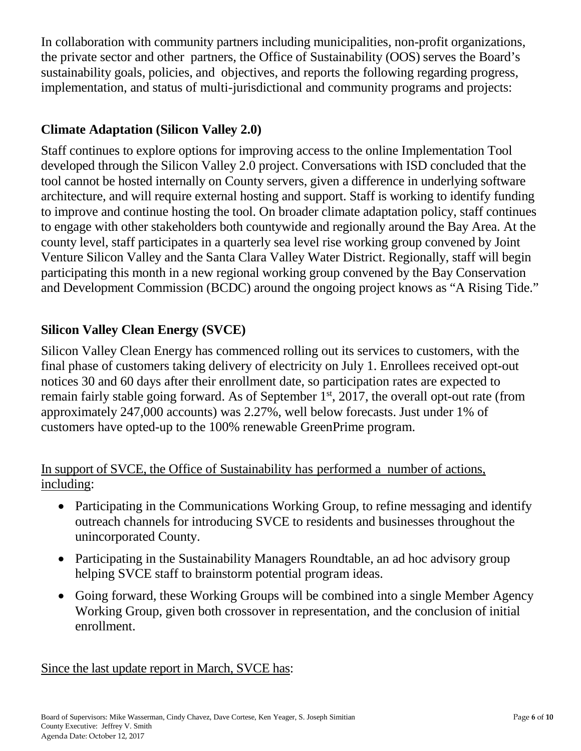In collaboration with community partners including municipalities, non-profit organizations, the private sector and other partners, the Office of Sustainability (OOS) serves the Board's sustainability goals, policies, and objectives, and reports the following regarding progress, implementation, and status of multi-jurisdictional and community programs and projects:

## Climate Adaptation (Silicon Valley 2.0)

Staff continues to explore options for improving access to the online Implementation Tool developed through the Silicon Valley 2.0 project. Conversations with ISD concluded that the tool cannot be hosted internally on County servers, given a difference in underlying software architecture, and will require external hosting and support. Staff is working to identify funding to improve and continue hosting the tool. On broader climate adaptation policy, staff continues to engage with other stakeholders both countywide and regionally around the Bay Area. At the county level, staff participates in a quarterly sea level rise working group convened by Joint Venture Silicon Valley and the Santa Clara Valley Water District. Regionally, staff will begin participating this month in a new regional working group convened by the Bay Conservation and Development Commission (BCDC) around the ongoing project knows as "A Rising Tide."

## Silicon Valley Clean Energy (SVCE)

Silicon Valley Clean Energy has commenced rolling out its services to customers, with the final phase of customers taking delivery of electricity on July 1. Enrollees received opt-out notices 30 and 60 days after their enrollment date, so participation rates are expected to remain fairly stable going forward. As of September 1st, 2017, the overall opt-out rate (from approximately 247,000 accounts) was 2.27%, well below forecasts. Just under 1% of customers have opted-up to the 100% renewable GreenPrime program.

<u>In support of SVCE, the Office of Sustainability has performed a number of actions, including</u>:

- Participating in the Communications Working Group, to refine messaging and identify outreach channels for introducing SVCE to residents and businesses throughout the unincorporated County.
- Participating in the Sustainability Managers Roundtable, an ad hoc advisory group helping SVCE staff to brainstorm potential program ideas.
- Going forward, these Working Groups will be combined into a single Member Agency Working Group, given both crossover in representation, and the conclusion of initial enrollment.

<u>Since the last update report in March, SVCE has</u>: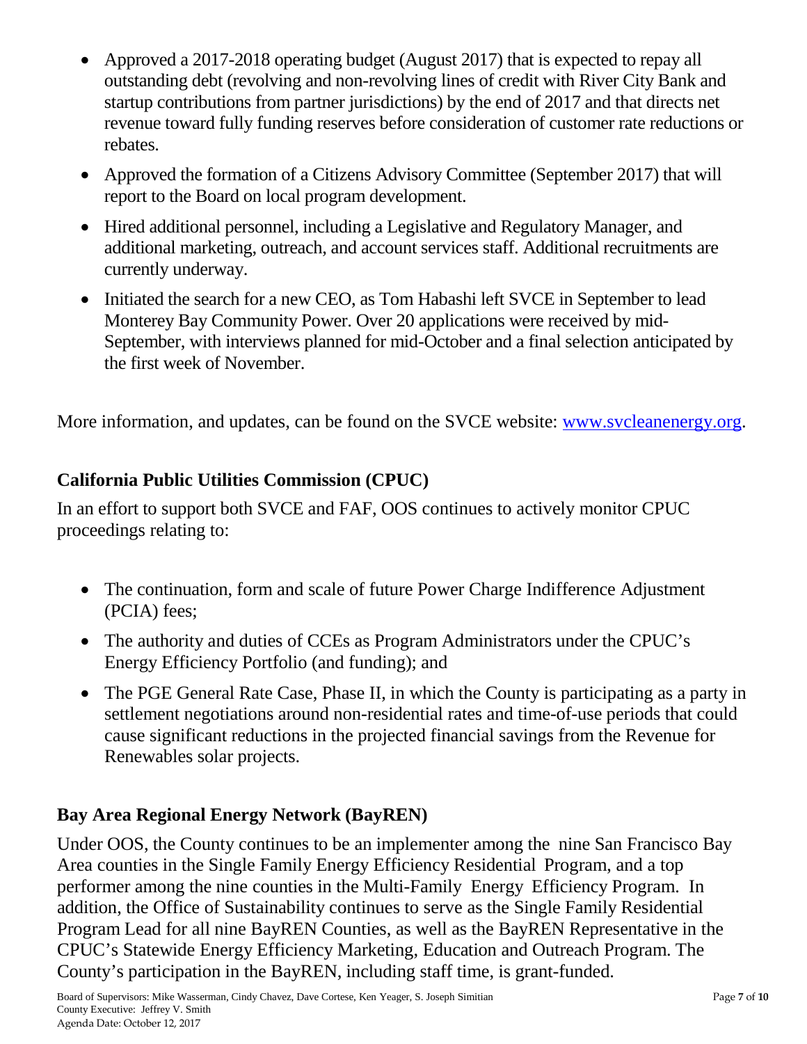- Approved a 2017-2018 operating budget (August 2017) that is expected to repay all outstanding debt (revolving and non-revolving lines of credit with River City Bank and startup contributions from partner jurisdictions) by the end of 2017 and that directs net revenue toward fully funding reserves before consideration of customer rate reductions or rebates.
- Approved the formation of a Citizens Advisory Committee (September 2017) that will report to the Board on local program development.
- Hired additional personnel, including a Legislative and Regulatory Manager, and additional marketing, outreach, and account services staff. Additional recruitments are currently underway.
- Initiated the search for a new CEO, as Tom Habashi left SVCE in September to lead Monterey Bay Community Power. Over 20 applications were received by mid-September, with interviews planned for mid-October and a final selection anticipated by the first week of November.

More information, and updates, can be found on the SVCE website: [www.svcleanenergy.org](http://www.svcleanenergy.org).

### California Public Utilities Commission (CPUC)

In an effort to support both SVCE and FAF, OOS continues to actively monitor CPUC proceedings relating to:

- The continuation, form and scale of future Power Charge Indifference Adjustment (PCIA) fees;
- The authority and duties of CCEs as Program Administrators under the CPUC's Energy Efficiency Portfolio (and funding); and
- The PGE General Rate Case, Phase II, in which the County is participating as a party in settlement negotiations around non-residential rates and time-of-use periods that could cause significant reductions in the projected financial savings from the Revenue for Renewables solar projects.

### Bay Area Regional Energy Network (BayREN)

Under OOS, the County continues to be an implementer among the nine San Francisco Bay Area counties in the Single Family Energy Efficiency Residential Program, and a top performer among the nine counties in the Multi-Family Energy Efficiency Program. In addition, the Office of Sustainability continues to serve as the Single Family Residential Program Lead for all nine BayREN Counties, as well as the BayREN Representative in the CPUC's Statewide Energy Efficiency Marketing, Education and Outreach Program. The County's participation in the BayREN, including staff time, is grant-funded.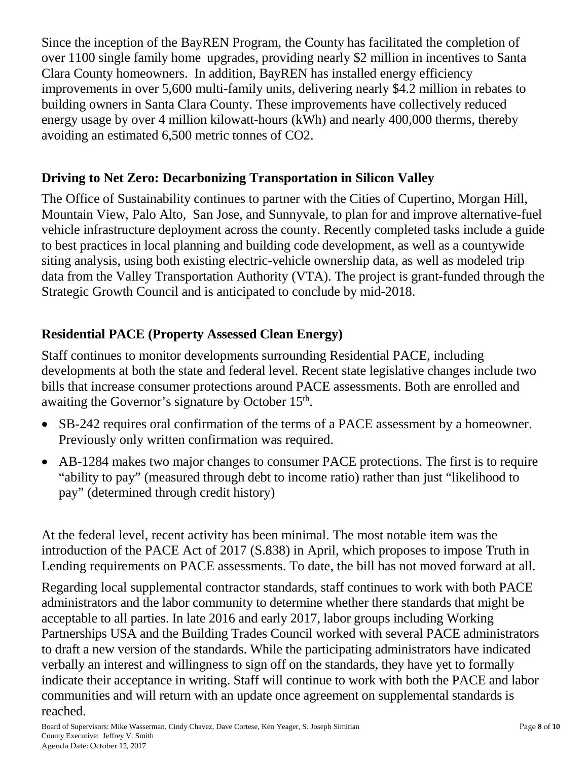Since the inception of the BayREN Program, the County has facilitated the completion of over 1100 single family home upgrades, providing nearly $2 million in incentives to Santa Clara County homeowners. In addition, BayREN has installed energy efficiency improvements in over 5,600 multi-family units, delivering nearly $4.2 million in rebates to building owners in Santa Clara County. These improvements have collectively reduced energy usage by over 4 million kilowatt-hours (kWh) and nearly 400,000 therms, thereby avoiding an estimated 6,500 metric tonnes of $CO_2$.

## Driving to Net Zero: Decarbonizing Transportation in Silicon Valley

The Office of Sustainability continues to partner with the Cities of Cupertino, Morgan Hill, Mountain View, Palo Alto, San Jose, and Sunnyvale, to plan for and improve alternative-fuel vehicle infrastructure deployment across the county. Recently completed tasks include a guide to best practices in local planning and building code development, as well as a countywide siting analysis, using both existing electric-vehicle ownership data, as well as modeled trip data from the Valley Transportation Authority (VTA). The project is grant-funded through the Strategic Growth Council and is anticipated to conclude by mid-2018.

## Residential PACE (Property Assessed Clean Energy)

Staff continues to monitor developments surrounding Residential PACE, including developments at both the state and federal level. Recent state legislative changes include two bills that increase consumer protections around PACE assessments. Both are enrolled and awaiting the Governor's signature by October 15th.

- SB-242 requires oral confirmation of the terms of a PACE assessment by a homeowner. Previously only written confirmation was required.
- AB-1284 makes two major changes to consumer PACE protections. The first is to require "ability to pay" (measured through debt to income ratio) rather than just "likelihood to pay" (determined through credit history)

At the federal level, recent activity has been minimal. The most notable item was the introduction of the PACE Act of 2017 (S.838) in April, which proposes to impose Truth in Lending requirements on PACE assessments. To date, the bill has not moved forward at all.

Regarding local supplemental contractor standards, staff continues to work with both PACE administrators and the labor community to determine whether there standards that might be acceptable to all parties. In late 2016 and early 2017, labor groups including Working Partnerships USA and the Building Trades Council worked with several PACE administrators to draft a new version of the standards. While the participating administrators have indicated verbally an interest and willingness to sign off on the standards, they have yet to formally indicate their acceptance in writing. Staff will continue to work with both the PACE and labor communities and will return with an update once agreement on supplemental standards is reached.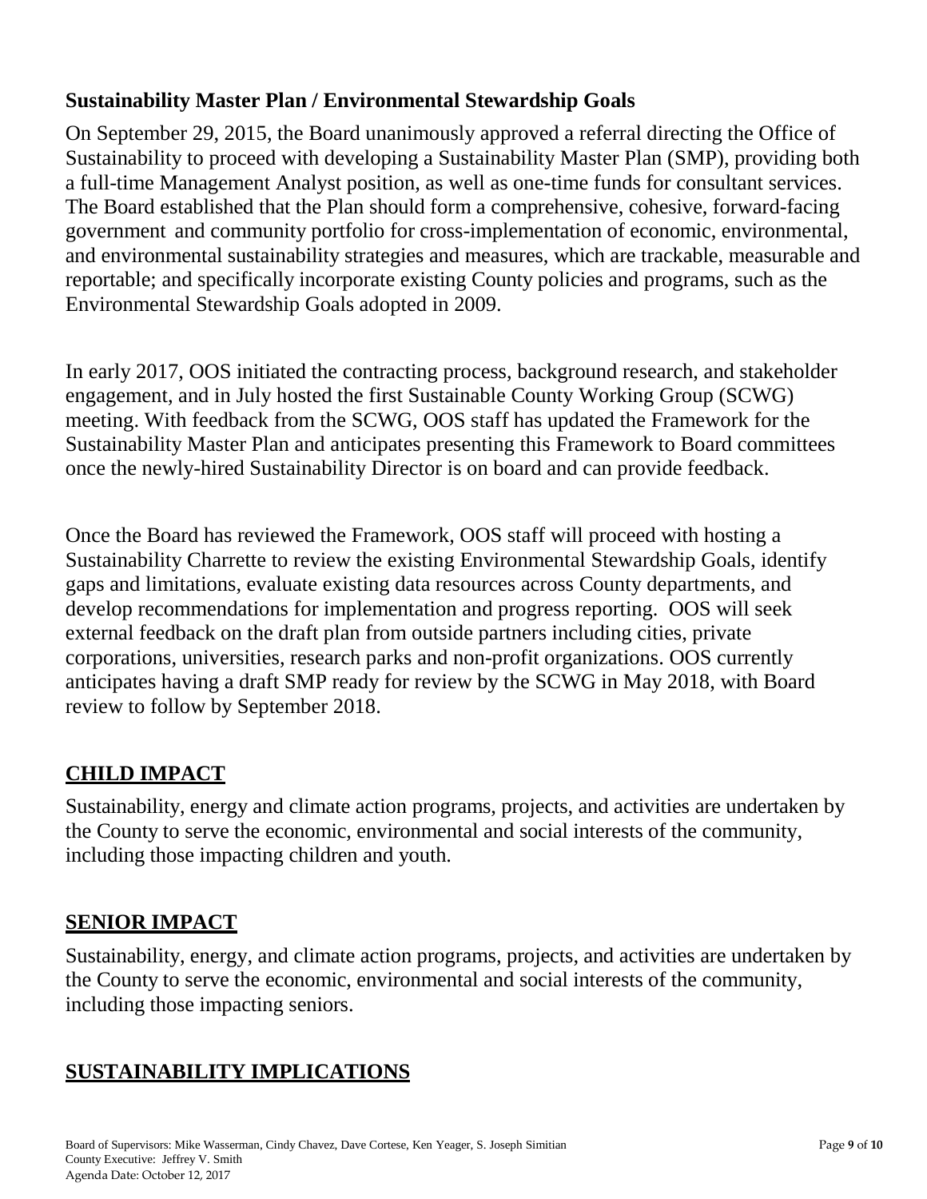**Sustainability Master Plan / Environmental Stewardship Goals**

On September 29, 2015, the Board unanimously approved a referral directing the Office of Sustainability to proceed with developing a Sustainability Master Plan (SMP), providing both a full-time Management Analyst position, as well as one-time funds for consultant services. The Board established that the Plan should form a comprehensive, cohesive, forward-facing government and community portfolio for cross-implementation of economic, environmental, and environmental sustainability strategies and measures, which are trackable, measurable and reportable; and specifically incorporate existing County policies and programs, such as the Environmental Stewardship Goals adopted in 2009.

In early 2017, OOS initiated the contracting process, background research, and stakeholder engagement, and in July hosted the first Sustainable County Working Group (SCWG) meeting. With feedback from the SCWG, OOS staff has updated the Framework for the Sustainability Master Plan and anticipates presenting this Framework to Board committees once the newly-hired Sustainability Director is on board and can provide feedback.

Once the Board has reviewed the Framework, OOS staff will proceed with hosting a Sustainability Charrette to review the existing Environmental Stewardship Goals, identify gaps and limitations, evaluate existing data resources across County departments, and develop recommendations for implementation and progress reporting. OOS will seek external feedback on the draft plan from outside partners including cities, private corporations, universities, research parks and non-profit organizations. OOS currently anticipates having a draft SMP ready for review by the SCWG in May 2018, with Board review to follow by September 2018.

## CHILD IMPACT

Sustainability, energy and climate action programs, projects, and activities are undertaken by the County to serve the economic, environmental and social interests of the community, including those impacting children and youth.

## SENIOR IMPACT

Sustainability, energy, and climate action programs, projects, and activities are undertaken by the County to serve the economic, environmental and social interests of the community, including those impacting seniors.

## SUSTAINABILITY IMPLICATIONS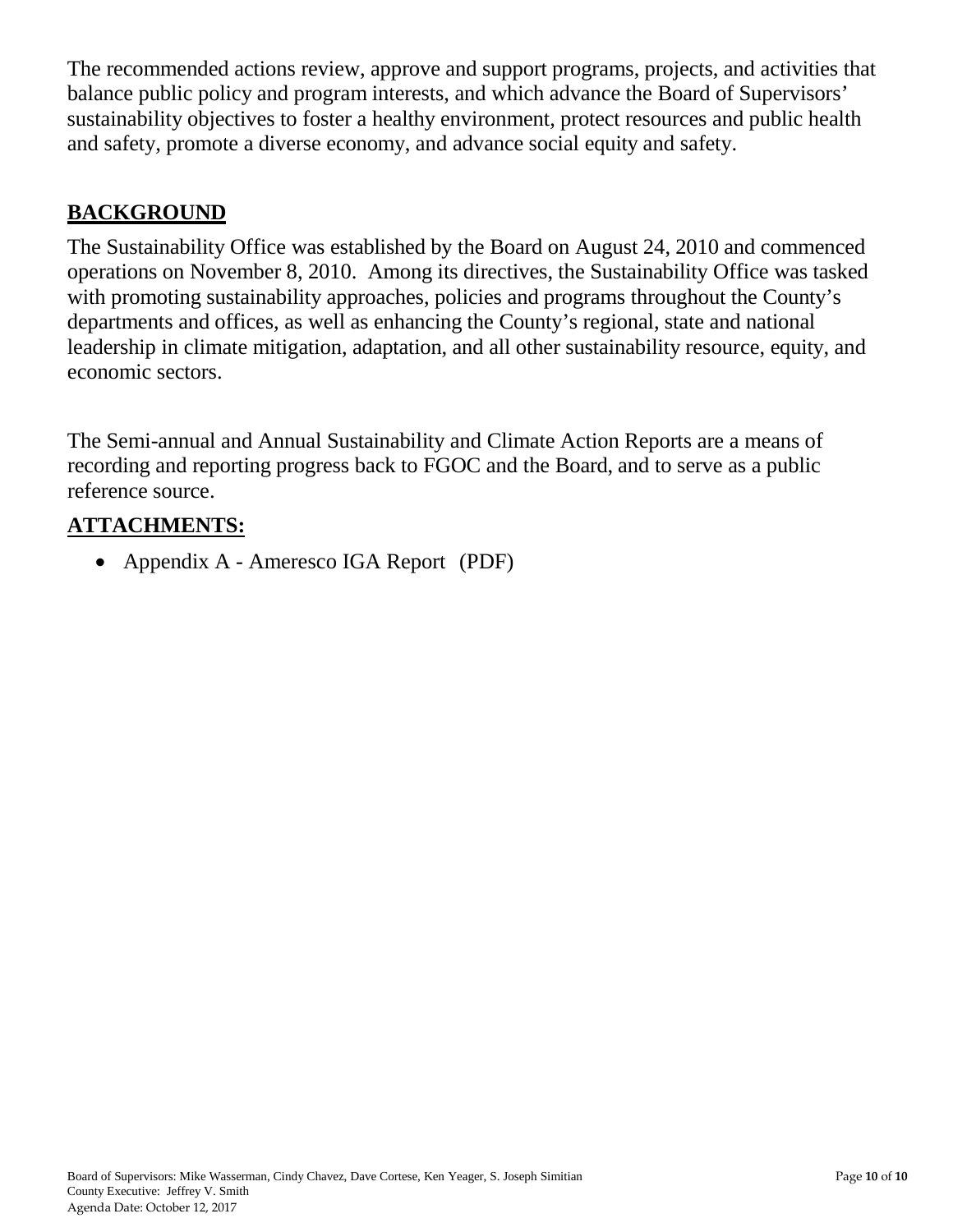The recommended actions review, approve and support programs, projects, and activities that balance public policy and program interests, and which advance the Board of Supervisors' sustainability objectives to foster a healthy environment, protect resources and public health and safety, promote a diverse economy, and advance social equity and safety.

## BACKGROUND

The Sustainability Office was established by the Board on August 24, 2010 and commenced operations on November 8, 2010. Among its directives, the Sustainability Office was tasked with promoting sustainability approaches, policies and programs throughout the County's departments and offices, as well as enhancing the County's regional, state and national leadership in climate mitigation, adaptation, and all other sustainability resource, equity, and economic sectors.

The Semi-annual and Annual Sustainability and Climate Action Reports are a means of recording and reporting progress back to FGOC and the Board, and to serve as a public reference source.

## ATTACHMENTS:

- Appendix A - Ameresco IGA Report (PDF)